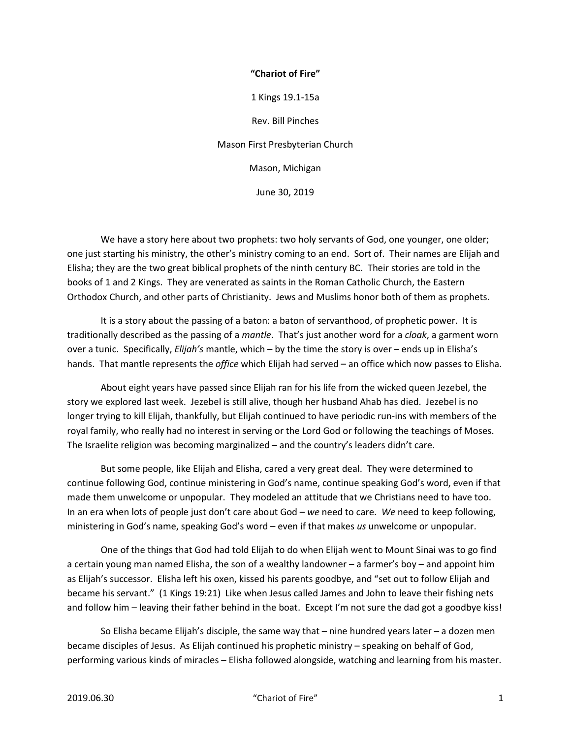**"Chariot of Fire"**

1 Kings 19.1-15a

Rev. Bill Pinches

Mason First Presbyterian Church

Mason, Michigan

June 30, 2019

We have a story here about two prophets: two holy servants of God, one younger, one older; one just starting his ministry, the other's ministry coming to an end. Sort of. Their names are Elijah and Elisha; they are the two great biblical prophets of the ninth century BC. Their stories are told in the books of 1 and 2 Kings. They are venerated as saints in the Roman Catholic Church, the Eastern Orthodox Church, and other parts of Christianity. Jews and Muslims honor both of them as prophets.

It is a story about the passing of a baton: a baton of servanthood, of prophetic power. It is traditionally described as the passing of a *mantle*. That's just another word for a *cloak*, a garment worn over a tunic. Specifically, *Elijah's* mantle, which – by the time the story is over – ends up in Elisha's hands. That mantle represents the *office* which Elijah had served – an office which now passes to Elisha.

About eight years have passed since Elijah ran for his life from the wicked queen Jezebel, the story we explored last week. Jezebel is still alive, though her husband Ahab has died. Jezebel is no longer trying to kill Elijah, thankfully, but Elijah continued to have periodic run-ins with members of the royal family, who really had no interest in serving or the Lord God or following the teachings of Moses. The Israelite religion was becoming marginalized – and the country's leaders didn't care.

But some people, like Elijah and Elisha, cared a very great deal. They were determined to continue following God, continue ministering in God's name, continue speaking God's word, even if that made them unwelcome or unpopular. They modeled an attitude that we Christians need to have too. In an era when lots of people just don't care about God – *we* need to care. *We* need to keep following, ministering in God's name, speaking God's word – even if that makes *us* unwelcome or unpopular.

One of the things that God had told Elijah to do when Elijah went to Mount Sinai was to go find a certain young man named Elisha, the son of a wealthy landowner – a farmer's boy – and appoint him as Elijah's successor. Elisha left his oxen, kissed his parents goodbye, and "set out to follow Elijah and became his servant." (1 Kings 19:21) Like when Jesus called James and John to leave their fishing nets and follow him – leaving their father behind in the boat. Except I'm not sure the dad got a goodbye kiss!

So Elisha became Elijah's disciple, the same way that – nine hundred years later – a dozen men became disciples of Jesus. As Elijah continued his prophetic ministry – speaking on behalf of God, performing various kinds of miracles – Elisha followed alongside, watching and learning from his master.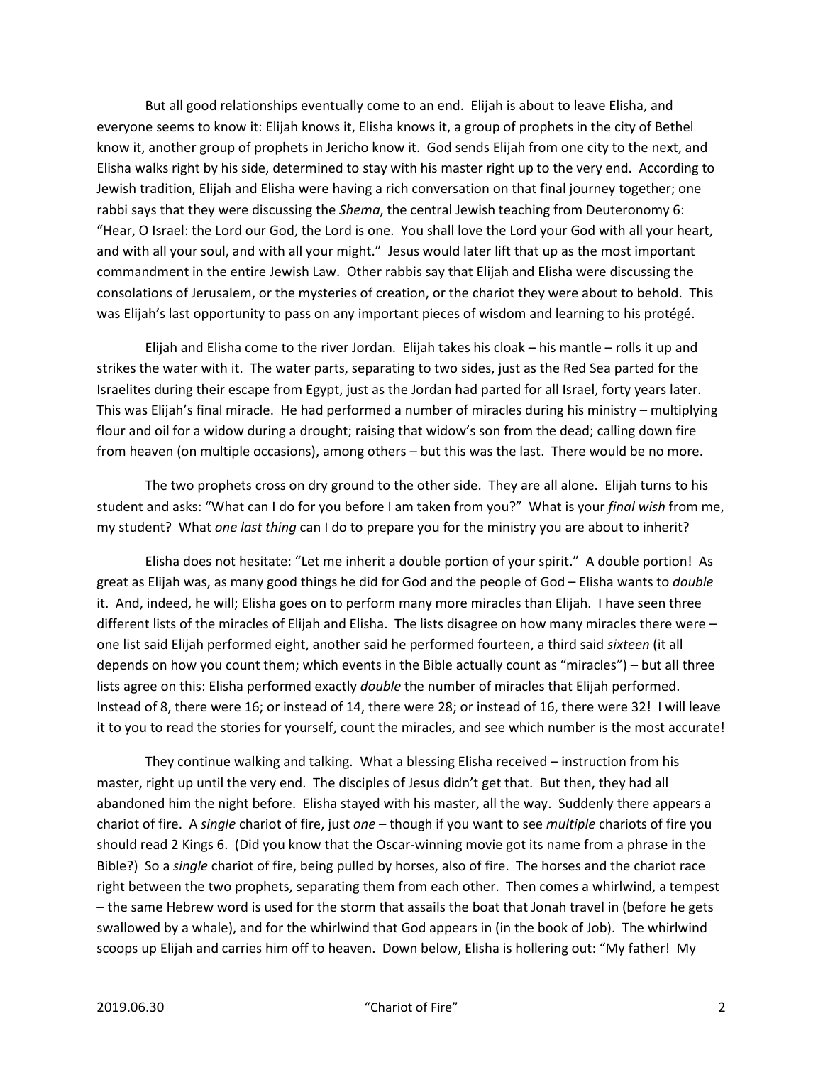But all good relationships eventually come to an end. Elijah is about to leave Elisha, and everyone seems to know it: Elijah knows it, Elisha knows it, a group of prophets in the city of Bethel know it, another group of prophets in Jericho know it. God sends Elijah from one city to the next, and Elisha walks right by his side, determined to stay with his master right up to the very end. According to Jewish tradition, Elijah and Elisha were having a rich conversation on that final journey together; one rabbi says that they were discussing the *Shema*, the central Jewish teaching from Deuteronomy 6: "Hear, O Israel: the Lord our God, the Lord is one. You shall love the Lord your God with all your heart, and with all your soul, and with all your might." Jesus would later lift that up as the most important commandment in the entire Jewish Law. Other rabbis say that Elijah and Elisha were discussing the consolations of Jerusalem, or the mysteries of creation, or the chariot they were about to behold. This was Elijah's last opportunity to pass on any important pieces of wisdom and learning to his protégé.

Elijah and Elisha come to the river Jordan. Elijah takes his cloak – his mantle – rolls it up and strikes the water with it. The water parts, separating to two sides, just as the Red Sea parted for the Israelites during their escape from Egypt, just as the Jordan had parted for all Israel, forty years later. This was Elijah's final miracle. He had performed a number of miracles during his ministry – multiplying flour and oil for a widow during a drought; raising that widow's son from the dead; calling down fire from heaven (on multiple occasions), among others – but this was the last. There would be no more.

The two prophets cross on dry ground to the other side. They are all alone. Elijah turns to his student and asks: "What can I do for you before I am taken from you?" What is your *final wish* from me, my student? What *one last thing* can I do to prepare you for the ministry you are about to inherit?

Elisha does not hesitate: "Let me inherit a double portion of your spirit." A double portion! As great as Elijah was, as many good things he did for God and the people of God – Elisha wants to *double* it. And, indeed, he will; Elisha goes on to perform many more miracles than Elijah. I have seen three different lists of the miracles of Elijah and Elisha. The lists disagree on how many miracles there were – one list said Elijah performed eight, another said he performed fourteen, a third said *sixteen* (it all depends on how you count them; which events in the Bible actually count as "miracles") – but all three lists agree on this: Elisha performed exactly *double* the number of miracles that Elijah performed. Instead of 8, there were 16; or instead of 14, there were 28; or instead of 16, there were 32! I will leave it to you to read the stories for yourself, count the miracles, and see which number is the most accurate!

They continue walking and talking. What a blessing Elisha received – instruction from his master, right up until the very end. The disciples of Jesus didn't get that. But then, they had all abandoned him the night before. Elisha stayed with his master, all the way. Suddenly there appears a chariot of fire. A *single* chariot of fire, just *one* – though if you want to see *multiple* chariots of fire you should read 2 Kings 6. (Did you know that the Oscar-winning movie got its name from a phrase in the Bible?) So a *single* chariot of fire, being pulled by horses, also of fire. The horses and the chariot race right between the two prophets, separating them from each other. Then comes a whirlwind, a tempest – the same Hebrew word is used for the storm that assails the boat that Jonah travel in (before he gets swallowed by a whale), and for the whirlwind that God appears in (in the book of Job). The whirlwind scoops up Elijah and carries him off to heaven. Down below, Elisha is hollering out: "My father! My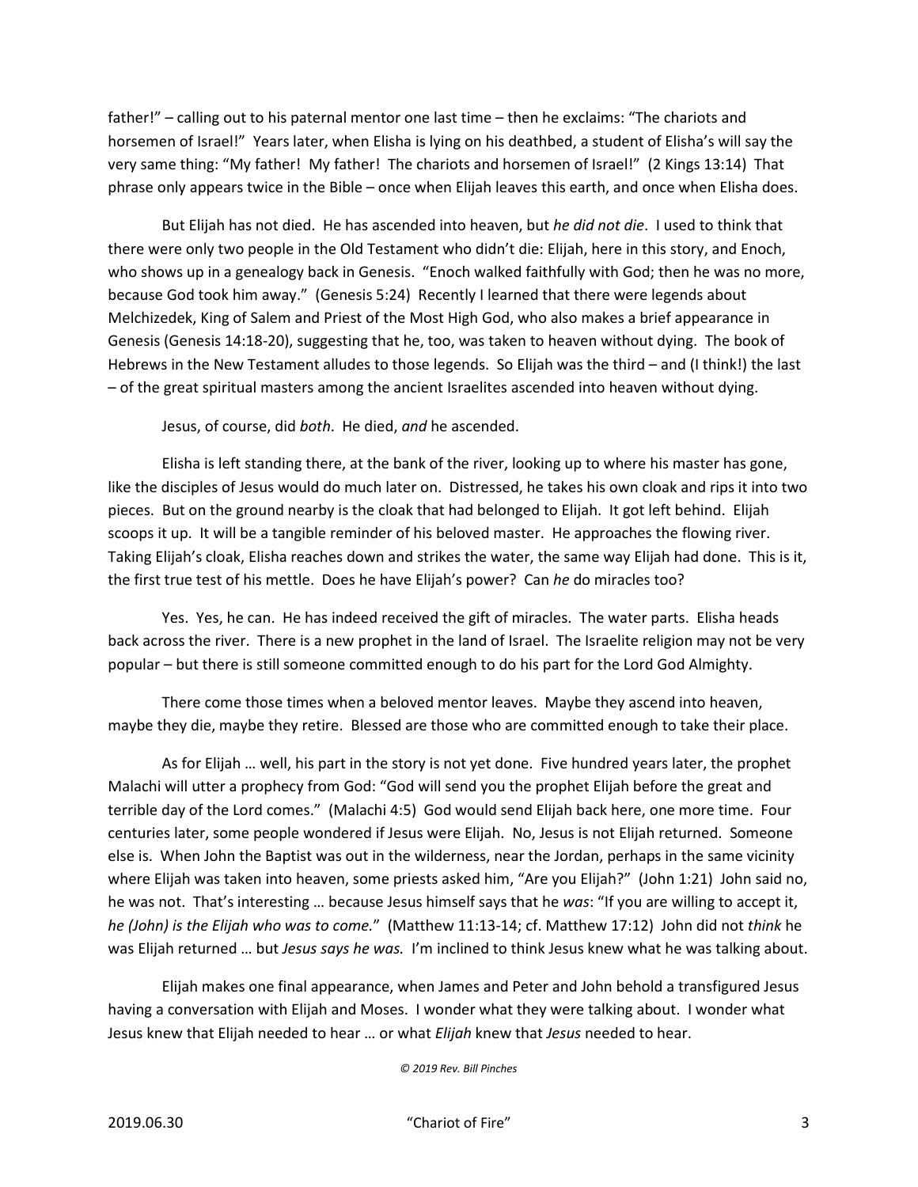father!" – calling out to his paternal mentor one last time – then he exclaims: "The chariots and horsemen of Israel!" Years later, when Elisha is lying on his deathbed, a student of Elisha's will say the very same thing: "My father! My father! The chariots and horsemen of Israel!" (2 Kings 13:14) That phrase only appears twice in the Bible – once when Elijah leaves this earth, and once when Elisha does.

But Elijah has not died. He has ascended into heaven, but *he did not die*. I used to think that there were only two people in the Old Testament who didn't die: Elijah, here in this story, and Enoch, who shows up in a genealogy back in Genesis. "Enoch walked faithfully with God; then he was no more, because God took him away." (Genesis 5:24) Recently I learned that there were legends about Melchizedek, King of Salem and Priest of the Most High God, who also makes a brief appearance in Genesis (Genesis 14:18-20), suggesting that he, too, was taken to heaven without dying. The book of Hebrews in the New Testament alludes to those legends. So Elijah was the third – and (I think!) the last – of the great spiritual masters among the ancient Israelites ascended into heaven without dying.

Jesus, of course, did *both*. He died, *and* he ascended.

Elisha is left standing there, at the bank of the river, looking up to where his master has gone, like the disciples of Jesus would do much later on. Distressed, he takes his own cloak and rips it into two pieces. But on the ground nearby is the cloak that had belonged to Elijah. It got left behind. Elijah scoops it up. It will be a tangible reminder of his beloved master. He approaches the flowing river. Taking Elijah's cloak, Elisha reaches down and strikes the water, the same way Elijah had done. This is it, the first true test of his mettle. Does he have Elijah's power? Can *he* do miracles too?

Yes. Yes, he can. He has indeed received the gift of miracles. The water parts. Elisha heads back across the river. There is a new prophet in the land of Israel. The Israelite religion may not be very popular – but there is still someone committed enough to do his part for the Lord God Almighty.

There come those times when a beloved mentor leaves. Maybe they ascend into heaven, maybe they die, maybe they retire. Blessed are those who are committed enough to take their place.

As for Elijah … well, his part in the story is not yet done. Five hundred years later, the prophet Malachi will utter a prophecy from God: "God will send you the prophet Elijah before the great and terrible day of the Lord comes." (Malachi 4:5) God would send Elijah back here, one more time. Four centuries later, some people wondered if Jesus were Elijah. No, Jesus is not Elijah returned. Someone else is. When John the Baptist was out in the wilderness, near the Jordan, perhaps in the same vicinity where Elijah was taken into heaven, some priests asked him, "Are you Elijah?" (John 1:21) John said no, he was not. That's interesting … because Jesus himself says that he *was*: "If you are willing to accept it, *he (John) is the Elijah who was to come.*" (Matthew 11:13-14; cf. Matthew 17:12) John did not *think* he was Elijah returned … but *Jesus says he was.* I'm inclined to think Jesus knew what he was talking about.

Elijah makes one final appearance, when James and Peter and John behold a transfigured Jesus having a conversation with Elijah and Moses. I wonder what they were talking about. I wonder what Jesus knew that Elijah needed to hear … or what *Elijah* knew that *Jesus* needed to hear.

*© 2019 Rev. Bill Pinches*